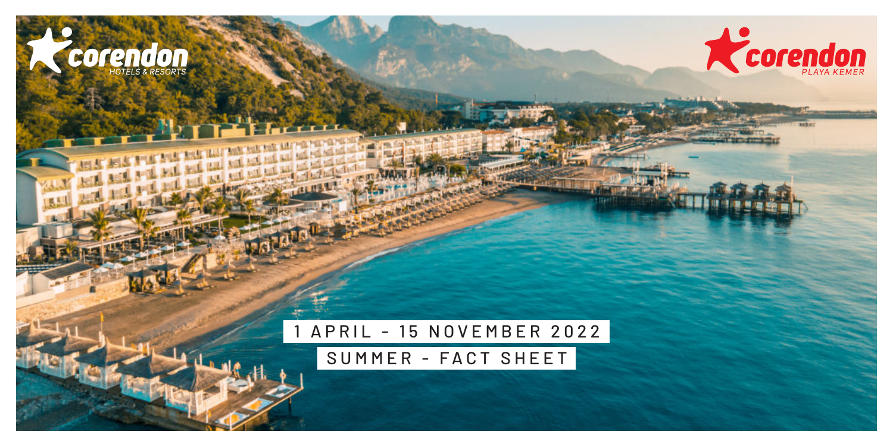corendon HOTELS & RESORTS

corendon PLAYA KEMER

# 1 APRIL - 15 NOVEMBER 2022

## SUMMER - FACT SHEET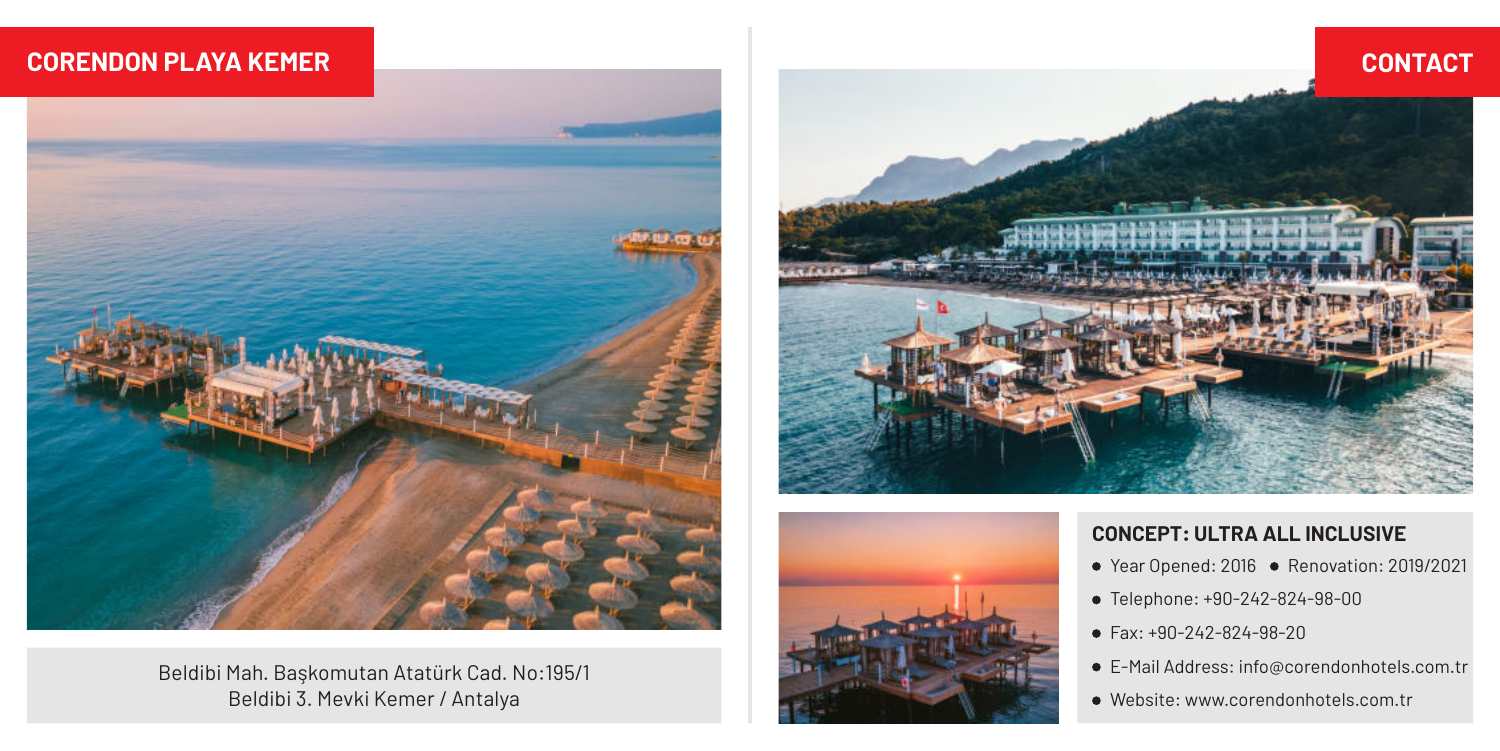## CORENDON PLAYA KEMER

Beldibi Mah. Başkomutan Atatürk Cad. No:195/1
Beldibi 3. Mevki Kemer / Antalya

## CONTACT

### CONCEPT: ULTRA ALL INCLUSIVE

- Year Opened: 2016
- Renovation: 2019/2021
- Telephone: +90-242-824-98-00
- Fax: +90-242-824-98-20
- E-Mail Address: info@corendonhotels.com.tr
- Website: www.corendonhotels.com.tr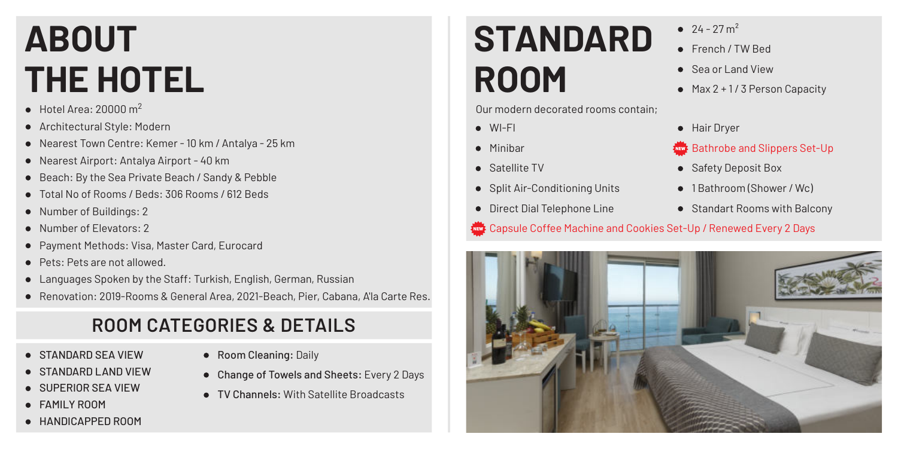# ABOUT THE HOTEL

- Hotel Area: 20000 m²
- Architectural Style: Modern
- Nearest Town Centre: Kemer - 10 km / Antalya - 25 km
- Nearest Airport: Antalya Airport - 40 km
- Beach: By the Sea Private Beach / Sandy & Pebble
- Total No of Rooms / Beds: 306 Rooms / 612 Beds
- Number of Buildings: 2
- Number of Elevators: 2
- Payment Methods: Visa, Master Card, Eurocard
- Pets: Pets are not allowed.
- Languages Spoken by the Staff: Turkish, English, German, Russian
- Renovation: 2019-Rooms & General Area, 2021-Beach, Pier, Cabana, A'la Carte Res.

## ROOM CATEGORIES & DETAILS

- STANDARD SEA VIEW
- STANDARD LAND VIEW
- SUPERIOR SEA VIEW
- FAMILY ROOM
- HANDICAPPED ROOM

- **Room Cleaning:** Daily
- **Change of Towels and Sheets:** Every 2 Days
- **TV Channels:** With Satellite Broadcasts

# STANDARD ROOM

- 24 - 27 m²
- French / TW Bed
- Sea or Land View
- Max 2 + 1 / 3 Person Capacity

Our modern decorated rooms contain;

- WI-FI
- Minibar
- Satellite TV
- Split Air-Conditioning Units
- Direct Dial Telephone Line
- Hair Dryer
- NEW Bathrobe and Slippers Set-Up
- Safety Deposit Box
- 1 Bathroom (Shower / Wc)
- Standart Rooms with Balcony
- NEW Capsule Coffee Machine and Cookies Set-Up / Renewed Every 2 Days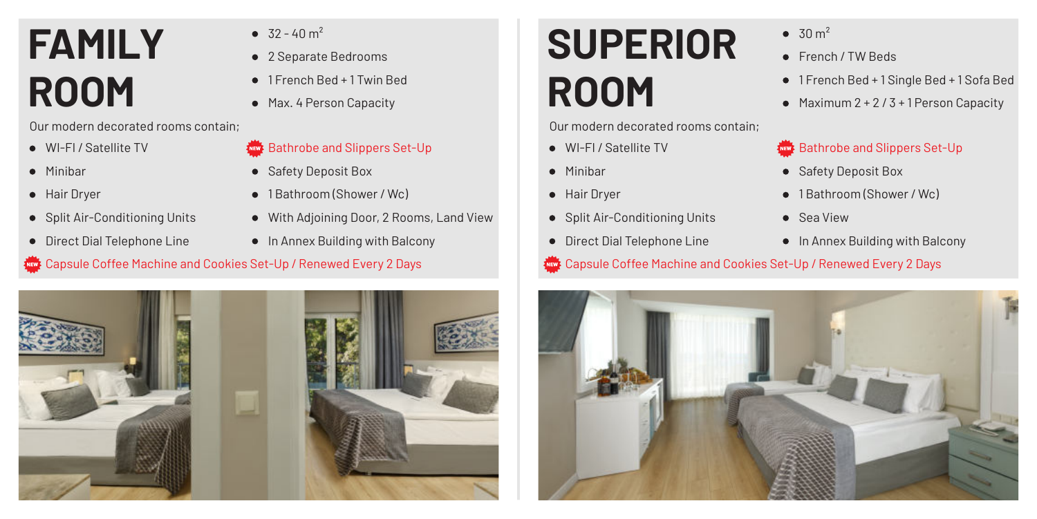# FAMILY ROOM

- $32 - 40 m^2$
- 2 Separate Bedrooms
- 1 French Bed + 1 Twin Bed
- Max. 4 Person Capacity

Our modern decorated rooms contain;

- WI-FI / Satellite TV
- Minibar
- Hair Dryer
- Split Air-Conditioning Units
- Direct Dial Telephone Line
- NEW Bathrobe and Slippers Set-Up
- Safety Deposit Box
- 1 Bathroom (Shower / Wc)
- With Adjoining Door, 2 Rooms, Land View
- In Annex Building with Balcony

NEW Capsule Coffee Machine and Cookies Set-Up / Renewed Every 2 Days

# SUPERIOR ROOM

- $30 m^2$
- French / TW Beds
- 1 French Bed + 1 Single Bed + 1 Sofa Bed
- Maximum 2 + 2 / 3 + 1 Person Capacity

Our modern decorated rooms contain;

- WI-FI / Satellite TV
- Minibar
- Hair Dryer
- Split Air-Conditioning Units
- Direct Dial Telephone Line
- NEW Bathrobe and Slippers Set-Up
- Safety Deposit Box
- 1 Bathroom (Shower / Wc)
- Sea View
- In Annex Building with Balcony

NEW Capsule Coffee Machine and Cookies Set-Up / Renewed Every 2 Days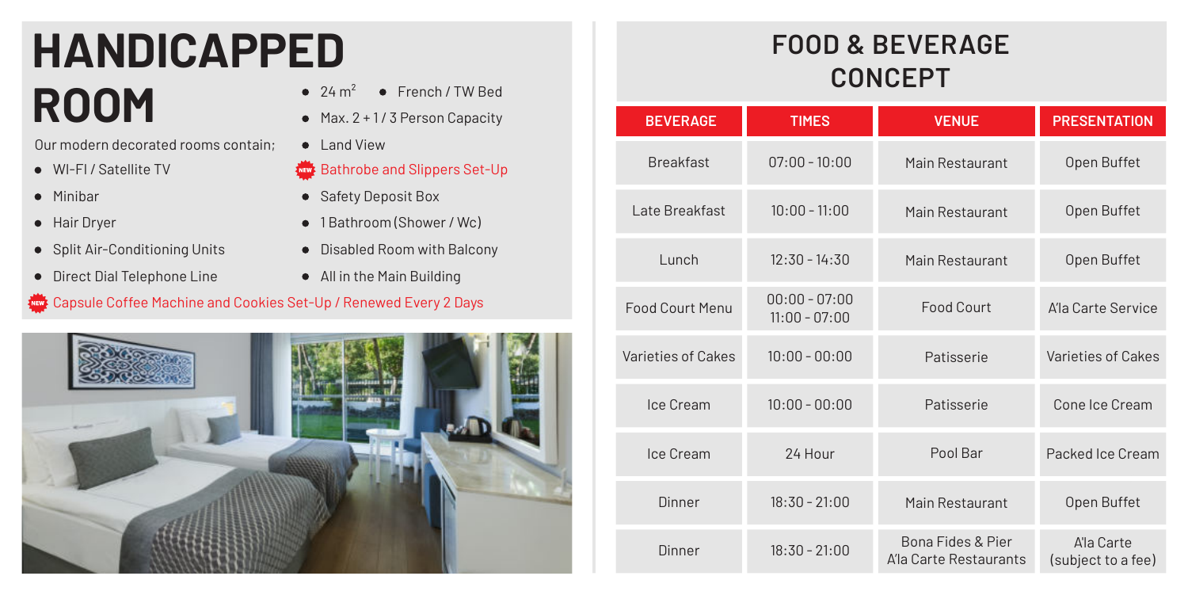# HANDICAPPED ROOM

Our modern decorated rooms contain;

- WI-FI / Satellite TV
- Minibar
- Hair Dryer
- Split Air-Conditioning Units
- Direct Dial Telephone Line
- $24\ m^2$
- French / TW Bed
- Max. 2 + 1 / 3 Person Capacity
- Land View
- NEW Bathrobe and Slippers Set-Up
- Safety Deposit Box
- 1 Bathroom (Shower / Wc)
- Disabled Room with Balcony
- All in the Main Building

NEW Capsule Coffee Machine and Cookies Set-Up / Renewed Every 2 Days

## FOOD & BEVERAGE CONCEPT

| BEVERAGE | TIMES | VENUE | PRESENTATION |
| --- | --- | --- | --- |
| Breakfast | 07:00 - 10:00 | Main Restaurant | Open Buffet |
| Late Breakfast | 10:00 - 11:00 | Main Restaurant | Open Buffet |
| Lunch | 12:30 - 14:30 | Main Restaurant | Open Buffet |
| Food Court Menu | 00:00 - 07:00<br>11:00 - 07:00 | Food Court | A'la Carte Service |
| Varieties of Cakes | 10:00 - 00:00 | Patisserie | Varieties of Cakes |
| Ice Cream | 10:00 - 00:00 | Patisserie | Cone Ice Cream |
| Ice Cream | 24 Hour | Pool Bar | Packed Ice Cream |
| Dinner | 18:30 - 21:00 | Main Restaurant | Open Buffet |
| Dinner | 18:30 - 21:00 | Bona Fides & Pier A'la Carte Restaurants | A'la Carte (subject to a fee) |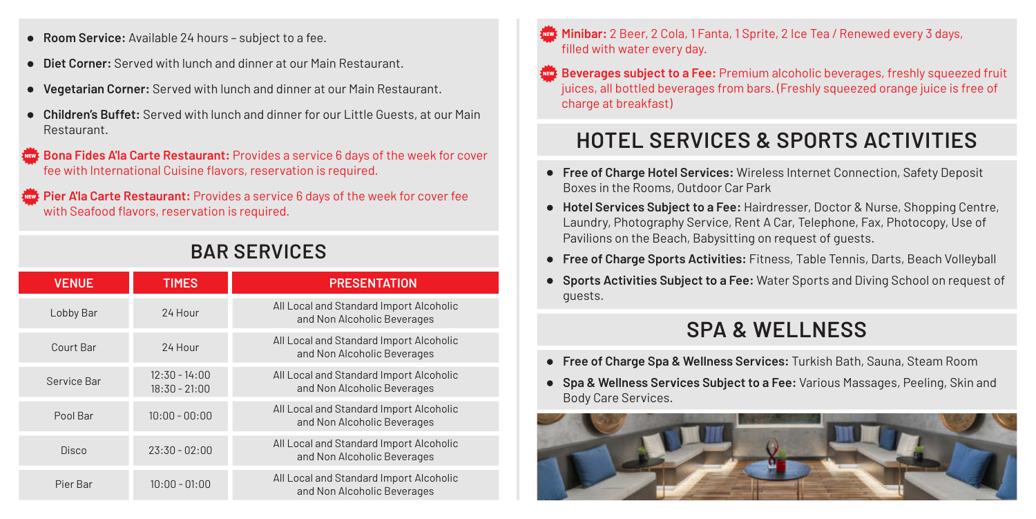- **Room Service:** Available 24 hours – subject to a fee.
- **Diet Corner:** Served with lunch and dinner at our Main Restaurant.
- **Vegetarian Corner:** Served with lunch and dinner at our Main Restaurant.
- **Children's Buffet:** Served with lunch and dinner for our Little Guests, at our Main Restaurant.
- NEW **Bona Fides A'la Carte Restaurant:** Provides a service 6 days of the week for cover fee with International Cuisine flavors, reservation is required.
- NEW **Pier A'la Carte Restaurant:** Provides a service 6 days of the week for cover fee with Seafood flavors, reservation is required.

## BAR SERVICES

| VENUE | TIMES | PRESENTATION |
|---|---|---|
| Lobby Bar | 24 Hour | All Local and Standard Import Alcoholic and Non Alcoholic Beverages |
| Court Bar | 24 Hour | All Local and Standard Import Alcoholic and Non Alcoholic Beverages |
| Service Bar | 12:30 - 14:00<br>18:30 - 21:00 | All Local and Standard Import Alcoholic and Non Alcoholic Beverages |
| Pool Bar | 10:00 - 00:00 | All Local and Standard Import Alcoholic and Non Alcoholic Beverages |
| Disco | 23:30 - 02:00 | All Local and Standard Import Alcoholic and Non Alcoholic Beverages |
| Pier Bar | 10:00 - 01:00 | All Local and Standard Import Alcoholic and Non Alcoholic Beverages |

- NEW **Minibar:** 2 Beer, 2 Cola, 1 Fanta, 1 Sprite, 2 Ice Tea / Renewed every 3 days, filled with water every day.
- NEW **Beverages subject to a Fee:** Premium alcoholic beverages, freshly squeezed fruit juices, all bottled beverages from bars. (Freshly squeezed orange juice is free of charge at breakfast)

## HOTEL SERVICES & SPORTS ACTIVITIES

- **Free of Charge Hotel Services:** Wireless Internet Connection, Safety Deposit Boxes in the Rooms, Outdoor Car Park
- **Hotel Services Subject to a Fee:** Hairdresser, Doctor & Nurse, Shopping Centre, Laundry, Photography Service, Rent A Car, Telephone, Fax, Photocopy, Use of Pavilions on the Beach, Babysitting on request of guests.
- **Free of Charge Sports Activities:** Fitness, Table Tennis, Darts, Beach Volleyball
- **Sports Activities Subject to a Fee:** Water Sports and Diving School on request of guests.

## SPA & WELLNESS

- **Free of Charge Spa & Wellness Services:** Turkish Bath, Sauna, Steam Room
- **Spa & Wellness Services Subject to a Fee:** Various Massages, Peeling, Skin and Body Care Services.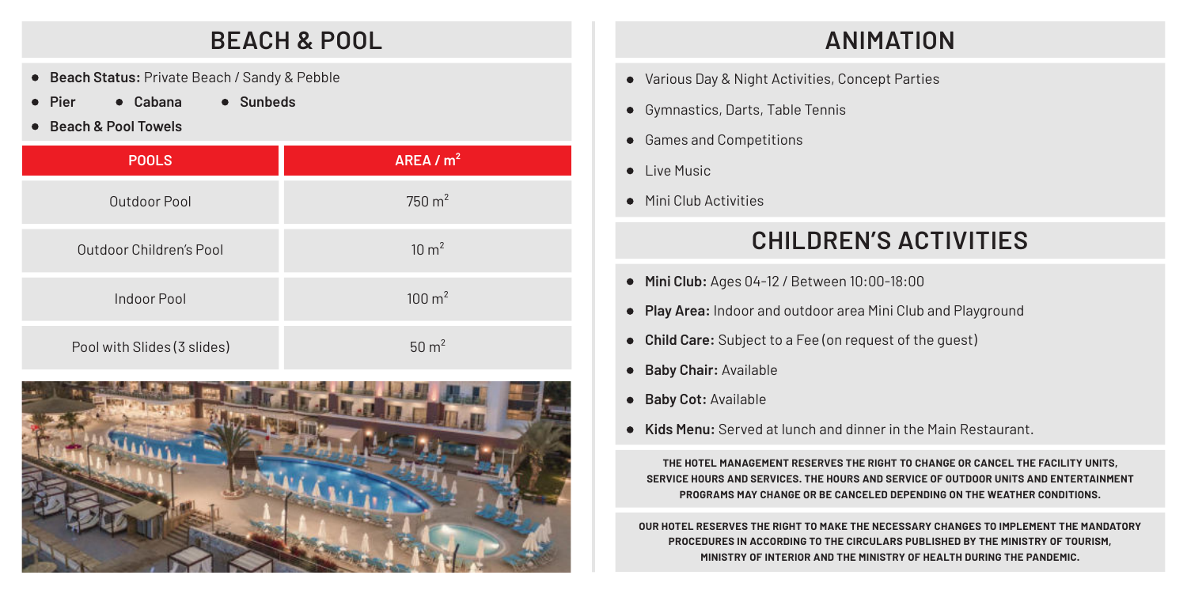## BEACH & POOL

- **Beach Status:** Private Beach / Sandy & Pebble
- **Pier**
- **Cabana**
- **Sunbeds**
- **Beach & Pool Towels**

| POOLS | AREA / $m^2$ |
|---|---|
| Outdoor Pool | 750 $m^2$ |
| Outdoor Children's Pool | 10 $m^2$ |
| Indoor Pool | 100 $m^2$ |
| Pool with Slides (3 slides) | 50 $m^2$ |

## ANIMATION

- Various Day & Night Activities, Concept Parties
- Gymnastics, Darts, Table Tennis
- Games and Competitions
- Live Music
- Mini Club Activities

## CHILDREN'S ACTIVITIES

- **Mini Club:** Ages 04-12 / Between 10:00-18:00
- **Play Area:** Indoor and outdoor area Mini Club and Playground
- **Child Care:** Subject to a Fee (on request of the guest)
- **Baby Chair:** Available
- **Baby Cot:** Available
- **Kids Menu:** Served at lunch and dinner in the Main Restaurant.

**THE HOTEL MANAGEMENT RESERVES THE RIGHT TO CHANGE OR CANCEL THE FACILITY UNITS, SERVICE HOURS AND SERVICES. THE HOURS AND SERVICE OF OUTDOOR UNITS AND ENTERTAINMENT PROGRAMS MAY CHANGE OR BE CANCELED DEPENDING ON THE WEATHER CONDITIONS.**

**OUR HOTEL RESERVES THE RIGHT TO MAKE THE NECESSARY CHANGES TO IMPLEMENT THE MANDATORY PROCEDURES IN ACCORDING TO THE CIRCULARS PUBLISHED BY THE MINISTRY OF TOURISM, MINISTRY OF INTERIOR AND THE MINISTRY OF HEALTH DURING THE PANDEMIC.**